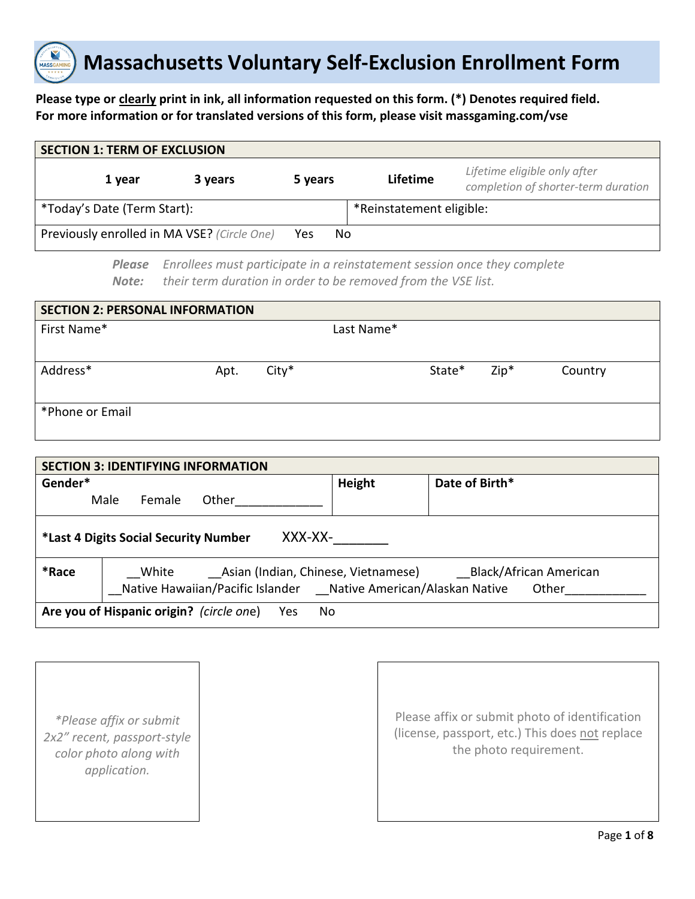# Massachusetts Voluntary Self-Exclusion Enrollment Form

**Please type or clearly print in ink, all information requested on this form. (*) Denotes required field.**
**For more information or for translated versions of this form, please visit massgaming.com/vse**

| SECTION 1: TERM OF EXCLUSION | | | | |
|---|---|---|---|---|
| **1 year** | **3 years** | **5 years** | **Lifetime** | *Lifetime eligible only after completion of shorter-term duration* |
| *Today's Date (Term Start): | | *Reinstatement eligible: | | |
| Previously enrolled in MA VSE? *(Circle One)* Yes No | | | | |

***Please Note:*** *Enrollees must participate in a reinstatement session once they complete their term duration in order to be removed from the VSE list.*

| SECTION 2: PERSONAL INFORMATION | | | | | |
|---|---|---|---|---|---|
| First Name* | | Last Name* | | | |
| Address* | Apt. | City* | State* | Zip* | Country |
| *Phone or Email | | | | | |

| SECTION 3: IDENTIFYING INFORMATION | | |
|---|---|---|
| **Gender*** Male Female Other_____________ | **Height** | **Date of Birth*** |
| ***Last 4 Digits Social Security Number** XXX-XX-_______ | | |
| ***Race** __White __Asian (Indian, Chinese, Vietnamese) __Black/African American __Native Hawaiian/Pacific Islander __Native American/Alaskan Native Other____________ | | |
| **Are you of Hispanic origin?** *(circle one)* Yes No | | |

*\*Please affix or submit 2x2" recent, passport-style color photo along with application.*

Please affix or submit photo of identification (license, passport, etc.) This does not replace the photo requirement.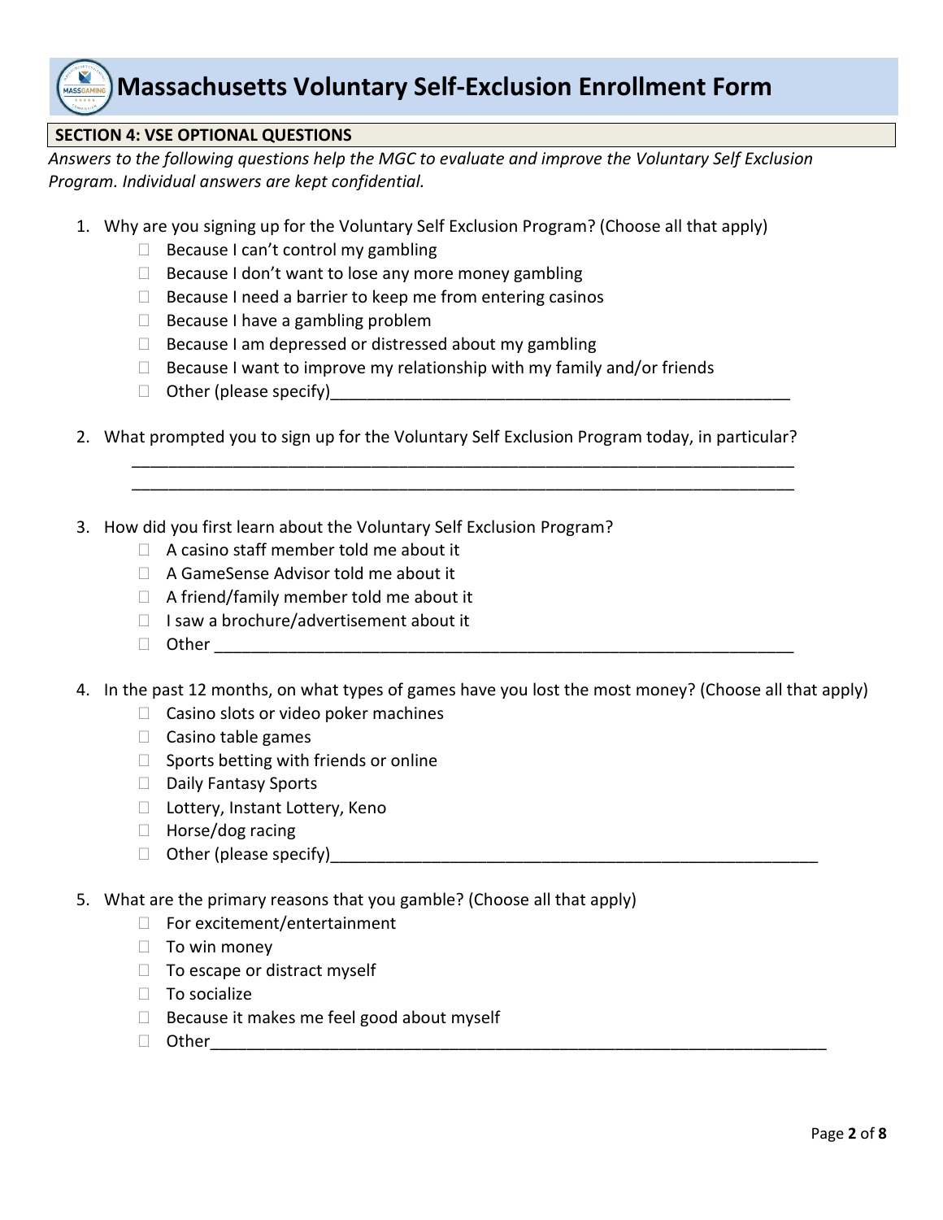# Massachusetts Voluntary Self-Exclusion Enrollment Form

## SECTION 4: VSE OPTIONAL QUESTIONS

*Answers to the following questions help the MGC to evaluate and improve the Voluntary Self Exclusion Program. Individual answers are kept confidential.*

1. Why are you signing up for the Voluntary Self Exclusion Program? (Choose all that apply)
   - ☐ Because I can't control my gambling
   - ☐ Because I don't want to lose any more money gambling
   - ☐ Because I need a barrier to keep me from entering casinos
   - ☐ Because I have a gambling problem
   - ☐ Because I am depressed or distressed about my gambling
   - ☐ Because I want to improve my relationship with my family and/or friends
   - ☐ Other (please specify)____________________________________________________

2. What prompted you to sign up for the Voluntary Self Exclusion Program today, in particular?

   __________________________________________________________________________

   __________________________________________________________________________

3. How did you first learn about the Voluntary Self Exclusion Program?
   - ☐ A casino staff member told me about it
   - ☐ A GameSense Advisor told me about it
   - ☐ A friend/family member told me about it
   - ☐ I saw a brochure/advertisement about it
   - ☐ Other ____________________________________________________________

4. In the past 12 months, on what types of games have you lost the most money? (Choose all that apply)
   - ☐ Casino slots or video poker machines
   - ☐ Casino table games
   - ☐ Sports betting with friends or online
   - ☐ Daily Fantasy Sports
   - ☐ Lottery, Instant Lottery, Keno
   - ☐ Horse/dog racing
   - ☐ Other (please specify)_______________________________________________________

5. What are the primary reasons that you gamble? (Choose all that apply)
   - ☐ For excitement/entertainment
   - ☐ To win money
   - ☐ To escape or distract myself
   - ☐ To socialize
   - ☐ Because it makes me feel good about myself
   - ☐ Other_______________________________________________________________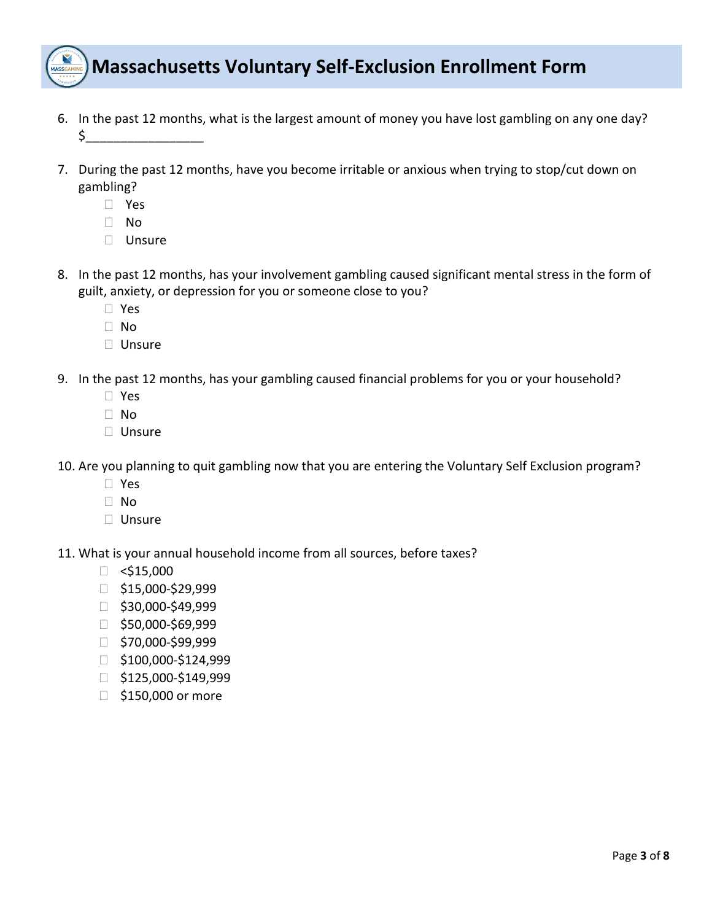# Massachusetts Voluntary Self-Exclusion Enrollment Form

6. In the past 12 months, what is the largest amount of money you have lost gambling on any one day?
   $_________________

7. During the past 12 months, have you become irritable or anxious when trying to stop/cut down on gambling?
   - ☐ Yes
   - ☐ No
   - ☐ Unsure

8. In the past 12 months, has your involvement gambling caused significant mental stress in the form of guilt, anxiety, or depression for you or someone close to you?
   - ☐ Yes
   - ☐ No
   - ☐ Unsure

9. In the past 12 months, has your gambling caused financial problems for you or your household?
   - ☐ Yes
   - ☐ No
   - ☐ Unsure

10. Are you planning to quit gambling now that you are entering the Voluntary Self Exclusion program?
    - ☐ Yes
    - ☐ No
    - ☐ Unsure

11. What is your annual household income from all sources, before taxes?
    - ☐ <$15,000
    - ☐ $15,000-$29,999
    - ☐ $30,000-$49,999
    - ☐ $50,000-$69,999
    - ☐ $70,000-$99,999
    - ☐ $100,000-$124,999
    - ☐ $125,000-$149,999
    - ☐ $150,000 or more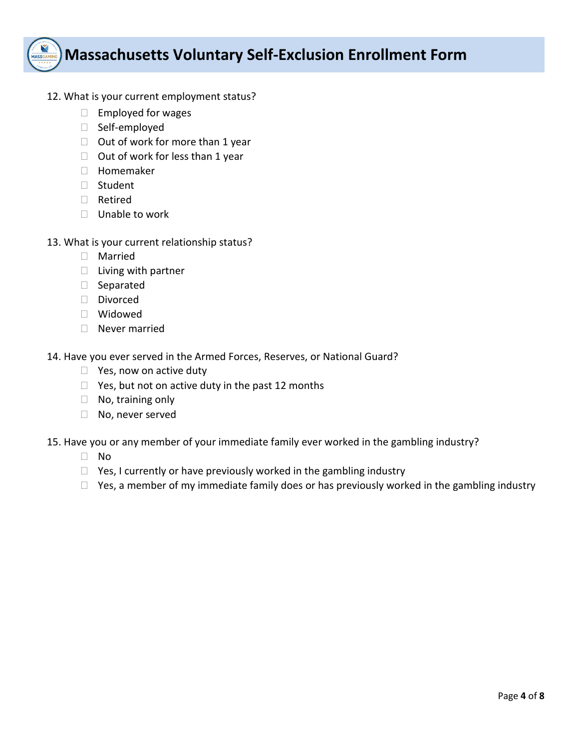# Massachusetts Voluntary Self-Exclusion Enrollment Form

12. What is your current employment status?

- ☐ Employed for wages
- ☐ Self-employed
- ☐ Out of work for more than 1 year
- ☐ Out of work for less than 1 year
- ☐ Homemaker
- ☐ Student
- ☐ Retired
- ☐ Unable to work

13. What is your current relationship status?

- ☐ Married
- ☐ Living with partner
- ☐ Separated
- ☐ Divorced
- ☐ Widowed
- ☐ Never married

14. Have you ever served in the Armed Forces, Reserves, or National Guard?

- ☐ Yes, now on active duty
- ☐ Yes, but not on active duty in the past 12 months
- ☐ No, training only
- ☐ No, never served

15. Have you or any member of your immediate family ever worked in the gambling industry?

- ☐ No
- ☐ Yes, I currently or have previously worked in the gambling industry
- ☐ Yes, a member of my immediate family does or has previously worked in the gambling industry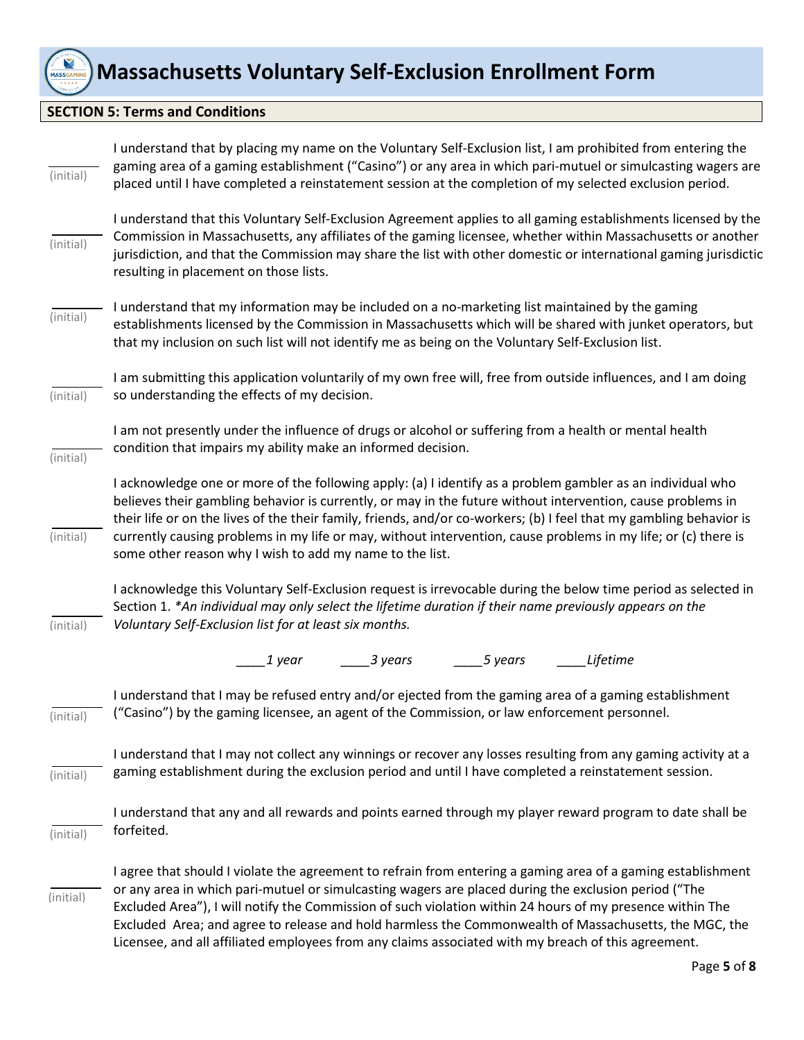# Massachusetts Voluntary Self-Exclusion Enrollment Form

## SECTION 5: Terms and Conditions

______ (initial) I understand that by placing my name on the Voluntary Self-Exclusion list, I am prohibited from entering the gaming area of a gaming establishment ("Casino") or any area in which pari-mutuel or simulcasting wagers are placed until I have completed a reinstatement session at the completion of my selected exclusion period.

______ (initial) I understand that this Voluntary Self-Exclusion Agreement applies to all gaming establishments licensed by the Commission in Massachusetts, any affiliates of the gaming licensee, whether within Massachusetts or another jurisdiction, and that the Commission may share the list with other domestic or international gaming jurisdictic resulting in placement on those lists.

______ (initial) I understand that my information may be included on a no-marketing list maintained by the gaming establishments licensed by the Commission in Massachusetts which will be shared with junket operators, but that my inclusion on such list will not identify me as being on the Voluntary Self-Exclusion list.

______ (initial) I am submitting this application voluntarily of my own free will, free from outside influences, and I am doing so understanding the effects of my decision.

______ (initial) I am not presently under the influence of drugs or alcohol or suffering from a health or mental health condition that impairs my ability make an informed decision.

______ (initial) I acknowledge one or more of the following apply: (a) I identify as a problem gambler as an individual who believes their gambling behavior is currently, or may in the future without intervention, cause problems in their life or on the lives of the their family, friends, and/or co-workers; (b) I feel that my gambling behavior is currently causing problems in my life or may, without intervention, cause problems in my life; or (c) there is some other reason why I wish to add my name to the list.

______ (initial) I acknowledge this Voluntary Self-Exclusion request is irrevocable during the below time period as selected in Section 1. *\*An individual may only select the lifetime duration if their name previously appears on the Voluntary Self-Exclusion list for at least six months.*

*____1 year* *____3 years* *____5 years* *____Lifetime*

______ (initial) I understand that I may be refused entry and/or ejected from the gaming area of a gaming establishment ("Casino") by the gaming licensee, an agent of the Commission, or law enforcement personnel.

______ (initial) I understand that I may not collect any winnings or recover any losses resulting from any gaming activity at a gaming establishment during the exclusion period and until I have completed a reinstatement session.

______ (initial) I understand that any and all rewards and points earned through my player reward program to date shall be forfeited.

______ (initial) I agree that should I violate the agreement to refrain from entering a gaming area of a gaming establishment or any area in which pari-mutuel or simulcasting wagers are placed during the exclusion period ("The Excluded Area"), I will notify the Commission of such violation within 24 hours of my presence within The Excluded Area; and agree to release and hold harmless the Commonwealth of Massachusetts, the MGC, the Licensee, and all affiliated employees from any claims associated with my breach of this agreement.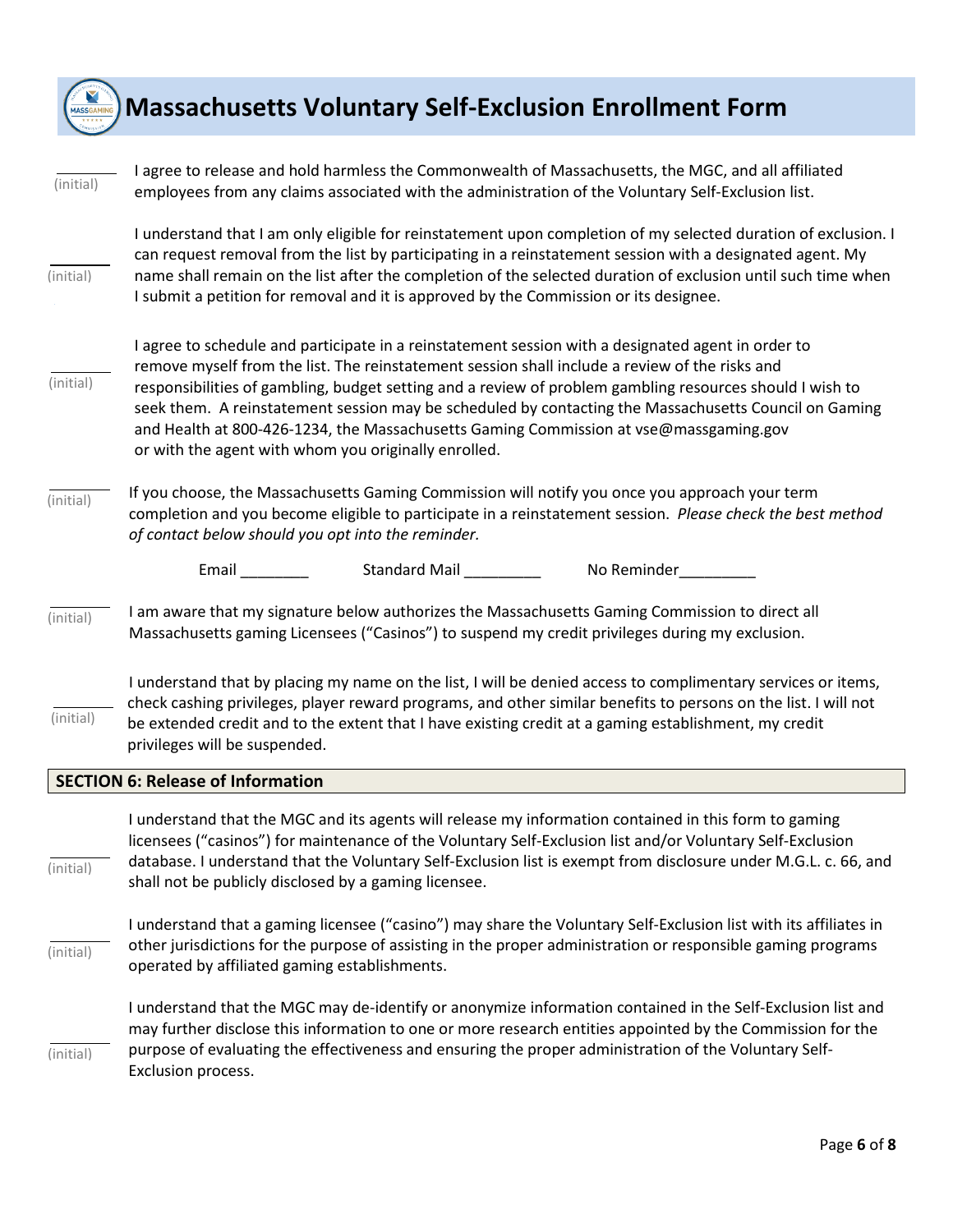# Massachusetts Voluntary Self-Exclusion Enrollment Form

_______ (initial) I agree to release and hold harmless the Commonwealth of Massachusetts, the MGC, and all affiliated employees from any claims associated with the administration of the Voluntary Self-Exclusion list.

_______ (initial) I understand that I am only eligible for reinstatement upon completion of my selected duration of exclusion. I can request removal from the list by participating in a reinstatement session with a designated agent. My name shall remain on the list after the completion of the selected duration of exclusion until such time when I submit a petition for removal and it is approved by the Commission or its designee.

_______ (initial) I agree to schedule and participate in a reinstatement session with a designated agent in order to remove myself from the list. The reinstatement session shall include a review of the risks and responsibilities of gambling, budget setting and a review of problem gambling resources should I wish to seek them. A reinstatement session may be scheduled by contacting the Massachusetts Council on Gaming and Health at 800-426-1234, the Massachusetts Gaming Commission at vse@massgaming.gov or with the agent with whom you originally enrolled.

_______ (initial) If you choose, the Massachusetts Gaming Commission will notify you once you approach your term completion and you become eligible to participate in a reinstatement session. *Please check the best method of contact below should you opt into the reminder.*

Email ________ Standard Mail _________ No Reminder_________

_______ (initial) I am aware that my signature below authorizes the Massachusetts Gaming Commission to direct all Massachusetts gaming Licensees ("Casinos") to suspend my credit privileges during my exclusion.

_______ (initial) I understand that by placing my name on the list, I will be denied access to complimentary services or items, check cashing privileges, player reward programs, and other similar benefits to persons on the list. I will not be extended credit and to the extent that I have existing credit at a gaming establishment, my credit privileges will be suspended.

## SECTION 6: Release of Information

_______ (initial) I understand that the MGC and its agents will release my information contained in this form to gaming licensees ("casinos") for maintenance of the Voluntary Self-Exclusion list and/or Voluntary Self-Exclusion database. I understand that the Voluntary Self-Exclusion list is exempt from disclosure under M.G.L. c. 66, and shall not be publicly disclosed by a gaming licensee.

_______ (initial) I understand that a gaming licensee ("casino") may share the Voluntary Self-Exclusion list with its affiliates in other jurisdictions for the purpose of assisting in the proper administration or responsible gaming programs operated by affiliated gaming establishments.

_______ (initial) I understand that the MGC may de-identify or anonymize information contained in the Self-Exclusion list and may further disclose this information to one or more research entities appointed by the Commission for the purpose of evaluating the effectiveness and ensuring the proper administration of the Voluntary Self-Exclusion process.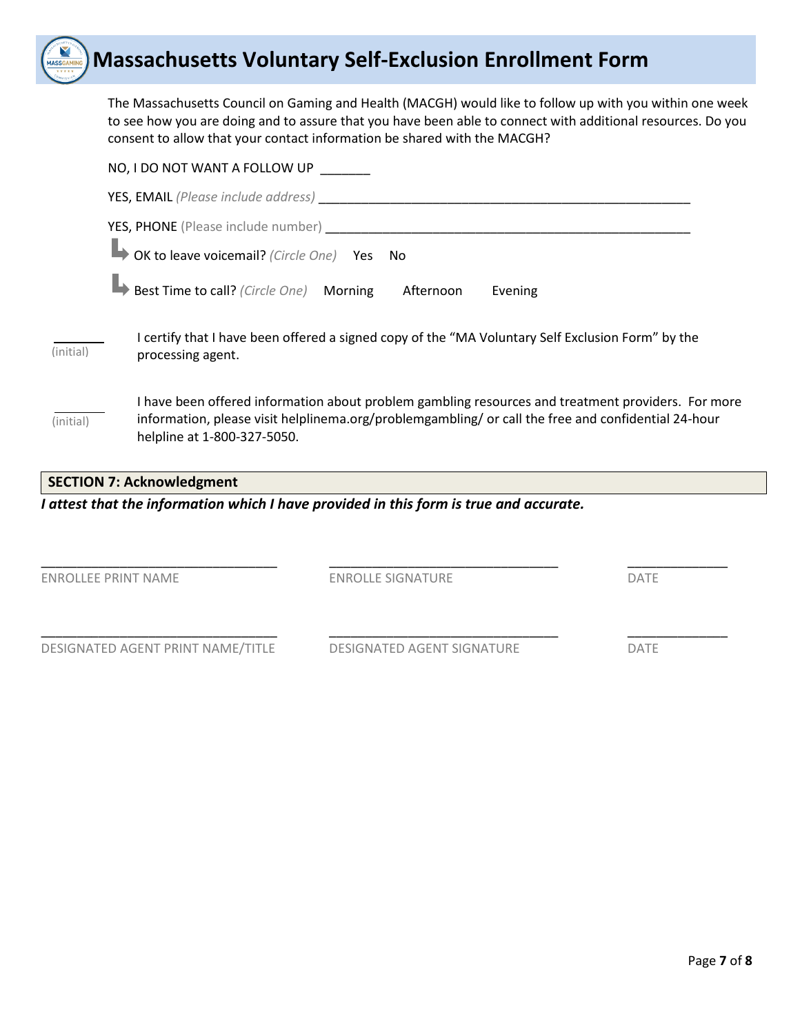# Massachusetts Voluntary Self-Exclusion Enrollment Form

The Massachusetts Council on Gaming and Health (MACGH) would like to follow up with you within one week to see how you are doing and to assure that you have been able to connect with additional resources. Do you consent to allow that your contact information be shared with the MACGH?

NO, I DO NOT WANT A FOLLOW UP _______

YES, EMAIL *(Please include address)* _______________________________________________________

YES, PHONE (Please include number) _______________________________________________________

↳ OK to leave voicemail? *(Circle One)* Yes No

↳ Best Time to call? *(Circle One)* Morning Afternoon Evening

_______ (initial) I certify that I have been offered a signed copy of the "MA Voluntary Self Exclusion Form" by the processing agent.

_______ (initial) I have been offered information about problem gambling resources and treatment providers. For more information, please visit helplinema.org/problemgambling/ or call the free and confidential 24-hour helpline at 1-800-327-5050.

## SECTION 7: Acknowledgment

***I attest that the information which I have provided in this form is true and accurate.***

| ________________________________ | ________________________________ | ______________ |
|---|---|---|
| ENROLLEE PRINT NAME | ENROLLE SIGNATURE | DATE |
| ________________________________ | ________________________________ | ______________ |
| DESIGNATED AGENT PRINT NAME/TITLE | DESIGNATED AGENT SIGNATURE | DATE |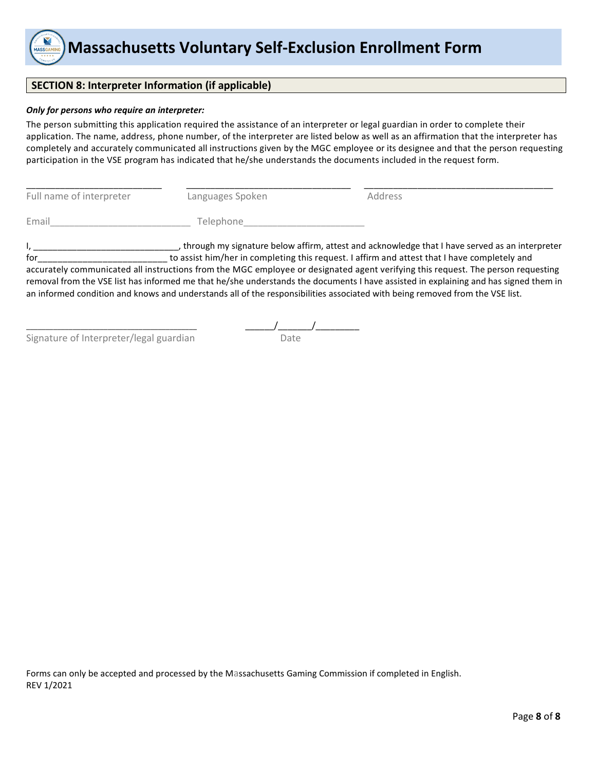# Massachusetts Voluntary Self-Exclusion Enrollment Form

## SECTION 8: Interpreter Information (if applicable)

***Only for persons who require an interpreter:***

The person submitting this application required the assistance of an interpreter or legal guardian in order to complete their application. The name, address, phone number, of the interpreter are listed below as well as an affirmation that the interpreter has completely and accurately communicated all instructions given by the MGC employee or its designee and that the person requesting participation in the VSE program has indicated that he/she understands the documents included in the request form.

___________________________ ________________________________ ______________________________________

Full name of interpreter Languages Spoken Address

Email___________________________ Telephone_______________________

I, ______________________________, through my signature below affirm, attest and acknowledge that I have served as an interpreter for__________________________ to assist him/her in completing this request. I affirm and attest that I have completely and accurately communicated all instructions from the MGC employee or designated agent verifying this request. The person requesting removal from the VSE list has informed me that he/she understands the documents I have assisted in explaining and has signed them in an informed condition and knows and understands all of the responsibilities associated with being removed from the VSE list.

_________________________________ ______/_______/_________

Signature of Interpreter/legal guardian Date

Forms can only be accepted and processed by the Massachusetts Gaming Commission if completed in English.
REV 1/2021